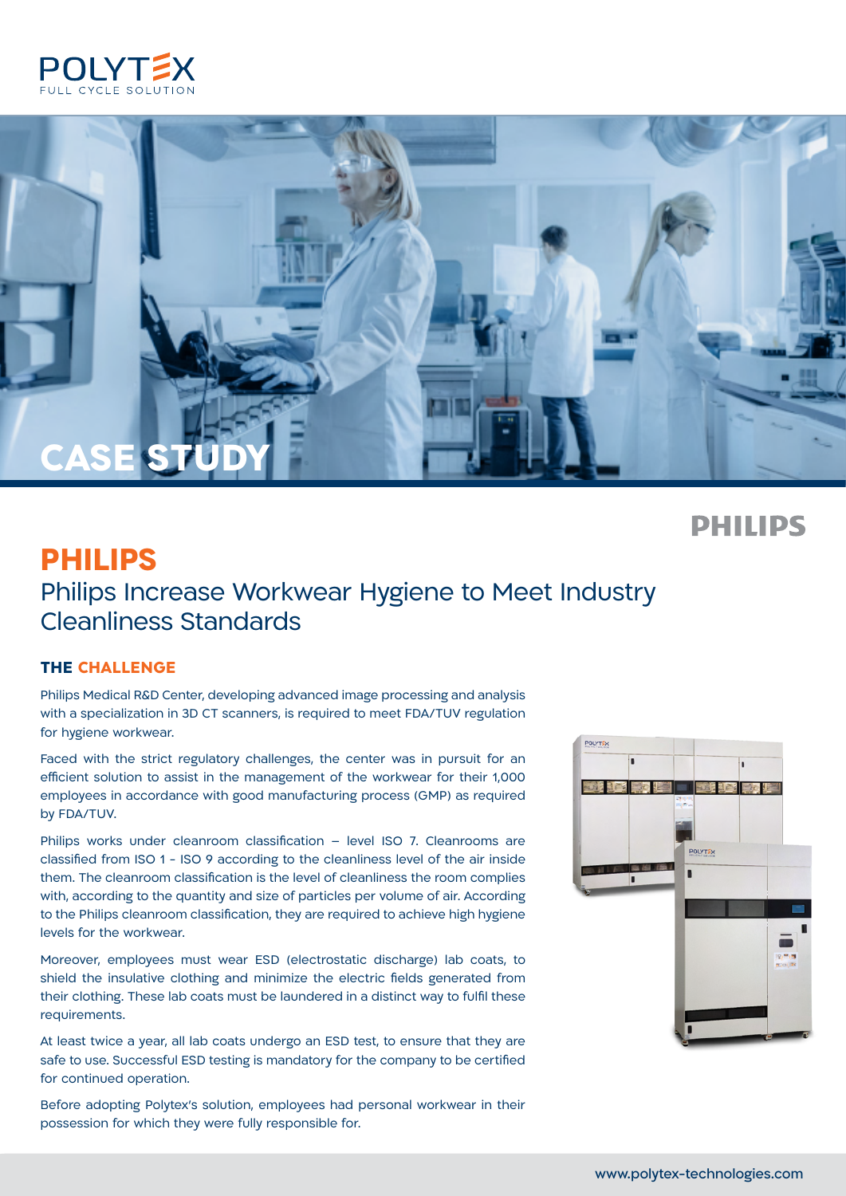POLYTEX
FULL CYCLE SOLUTION

CASE STUDY

PHILIPS

# PHILIPS

## Philips Increase Workwear Hygiene to Meet Industry Cleanliness Standards

### THE CHALLENGE

Philips Medical R&D Center, developing advanced image processing and analysis with a specialization in 3D CT scanners, is required to meet FDA/TUV regulation for hygiene workwear.

Faced with the strict regulatory challenges, the center was in pursuit for an efficient solution to assist in the management of the workwear for their 1,000 employees in accordance with good manufacturing process (GMP) as required by FDA/TUV.

Philips works under cleanroom classification – level ISO 7. Cleanrooms are classified from ISO 1 - ISO 9 according to the cleanliness level of the air inside them. The cleanroom classification is the level of cleanliness the room complies with, according to the quantity and size of particles per volume of air. According to the Philips cleanroom classification, they are required to achieve high hygiene levels for the workwear.

Moreover, employees must wear ESD (electrostatic discharge) lab coats, to shield the insulative clothing and minimize the electric fields generated from their clothing. These lab coats must be laundered in a distinct way to fulfil these requirements.

At least twice a year, all lab coats undergo an ESD test, to ensure that they are safe to use. Successful ESD testing is mandatory for the company to be certified for continued operation.

Before adopting Polytex's solution, employees had personal workwear in their possession for which they were fully responsible for.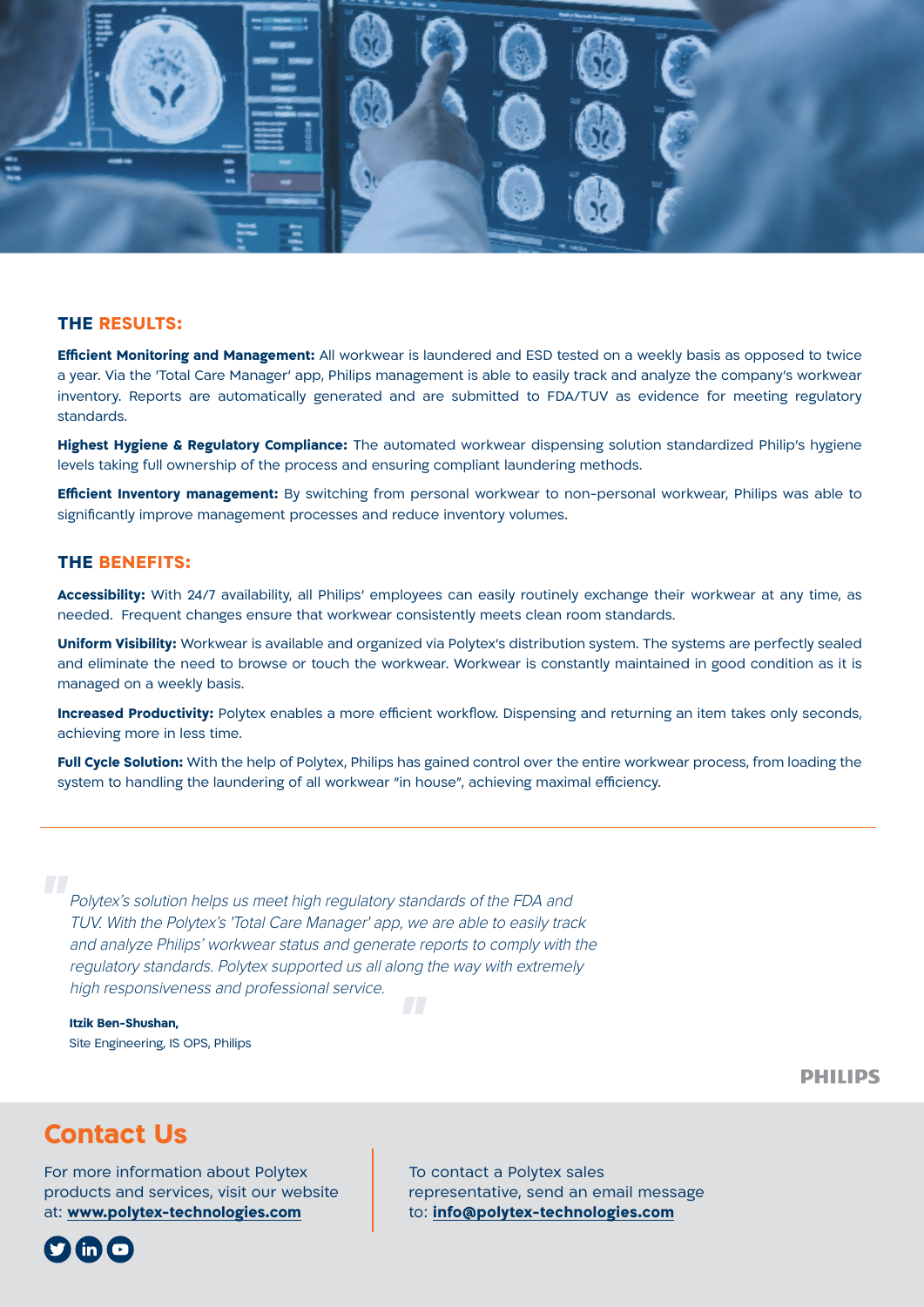## THE RESULTS:

**Efficient Monitoring and Management:** All workwear is laundered and ESD tested on a weekly basis as opposed to twice a year. Via the 'Total Care Manager' app, Philips management is able to easily track and analyze the company's workwear inventory. Reports are automatically generated and are submitted to FDA/TUV as evidence for meeting regulatory standards.

**Highest Hygiene & Regulatory Compliance:** The automated workwear dispensing solution standardized Philip's hygiene levels taking full ownership of the process and ensuring compliant laundering methods.

**Efficient Inventory management:** By switching from personal workwear to non-personal workwear, Philips was able to significantly improve management processes and reduce inventory volumes.

## THE BENEFITS:

**Accessibility:** With 24/7 availability, all Philips' employees can easily routinely exchange their workwear at any time, as needed. Frequent changes ensure that workwear consistently meets clean room standards.

**Uniform Visibility:** Workwear is available and organized via Polytex's distribution system. The systems are perfectly sealed and eliminate the need to browse or touch the workwear. Workwear is constantly maintained in good condition as it is managed on a weekly basis.

**Increased Productivity:** Polytex enables a more efficient workflow. Dispensing and returning an item takes only seconds, achieving more in less time.

**Full Cycle Solution:** With the help of Polytex, Philips has gained control over the entire workwear process, from loading the system to handling the laundering of all workwear "in house", achieving maximal efficiency.

---

> *Polytex's solution helps us meet high regulatory standards of the FDA and TUV. With the Polytex's 'Total Care Manager' app, we are able to easily track and analyze Philips' workwear status and generate reports to comply with the regulatory standards. Polytex supported us all along the way with extremely high responsiveness and professional service.*

**Itzik Ben-Shushan,**
Site Engineering, IS OPS, Philips

PHILIPS

## Contact Us

For more information about Polytex products and services, visit our website at: **www.polytex-technologies.com**

To contact a Polytex sales representative, send an email message to: **info@polytex-technologies.com**